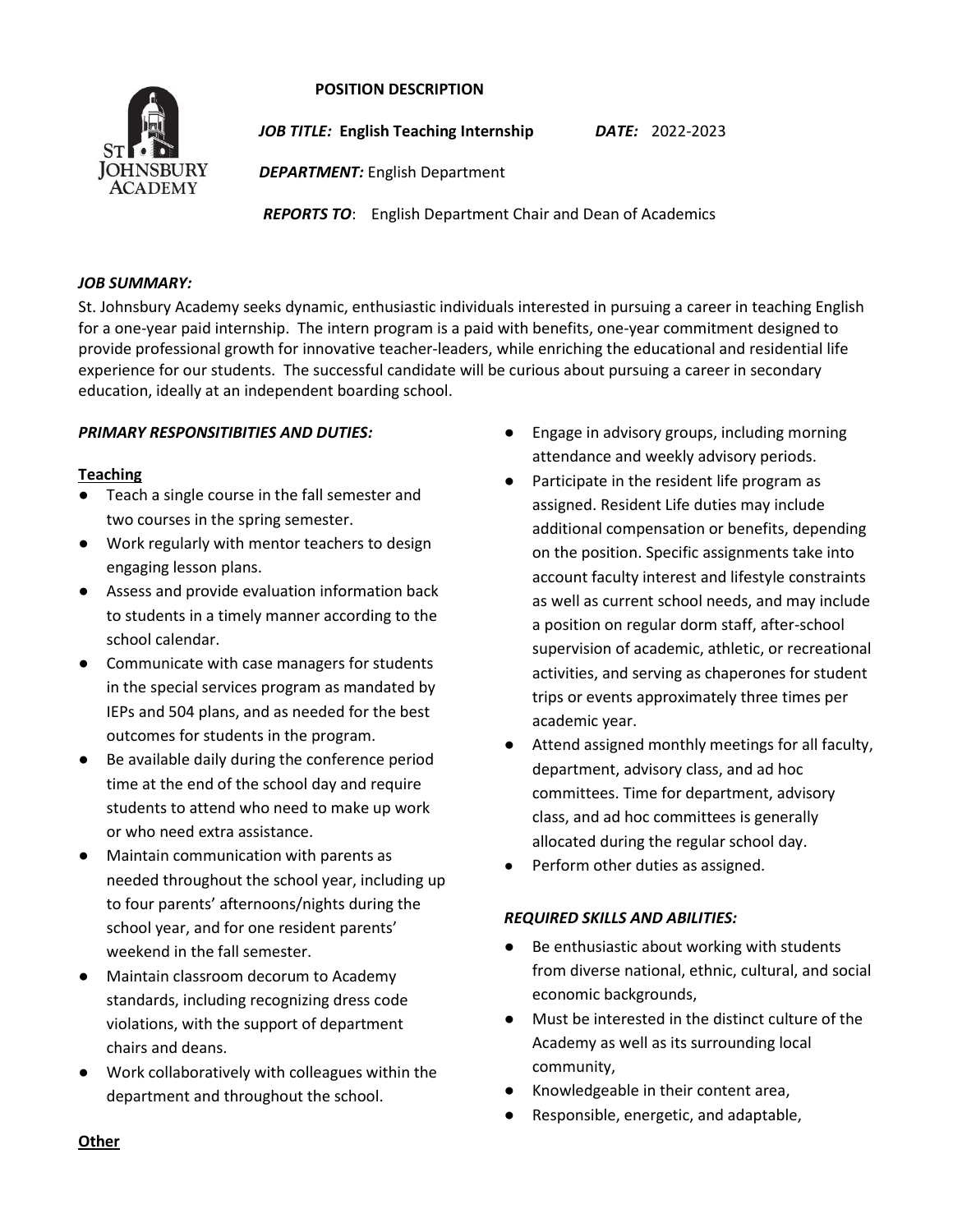# POSITION DESCRIPTION

***JOB TITLE:*** **English Teaching Internship** ***DATE:*** 2022-2023

***DEPARTMENT:*** English Department

***REPORTS TO***: English Department Chair and Dean of Academics

### *JOB SUMMARY:*

St. Johnsbury Academy seeks dynamic, enthusiastic individuals interested in pursuing a career in teaching English for a one-year paid internship. The intern program is a paid with benefits, one-year commitment designed to provide professional growth for innovative teacher-leaders, while enriching the educational and residential life experience for our students. The successful candidate will be curious about pursuing a career in secondary education, ideally at an independent boarding school.

### *PRIMARY RESPONSITIBITIES AND DUTIES:*

**Teaching**

- Teach a single course in the fall semester and two courses in the spring semester.
- Work regularly with mentor teachers to design engaging lesson plans.
- Assess and provide evaluation information back to students in a timely manner according to the school calendar.
- Communicate with case managers for students in the special services program as mandated by IEPs and 504 plans, and as needed for the best outcomes for students in the program.
- Be available daily during the conference period time at the end of the school day and require students to attend who need to make up work or who need extra assistance.
- Maintain communication with parents as needed throughout the school year, including up to four parents' afternoons/nights during the school year, and for one resident parents' weekend in the fall semester.
- Maintain classroom decorum to Academy standards, including recognizing dress code violations, with the support of department chairs and deans.
- Work collaboratively with colleagues within the department and throughout the school.

**Other**

- Engage in advisory groups, including morning attendance and weekly advisory periods.
- Participate in the resident life program as assigned. Resident Life duties may include additional compensation or benefits, depending on the position. Specific assignments take into account faculty interest and lifestyle constraints as well as current school needs, and may include a position on regular dorm staff, after-school supervision of academic, athletic, or recreational activities, and serving as chaperones for student trips or events approximately three times per academic year.
- Attend assigned monthly meetings for all faculty, department, advisory class, and ad hoc committees. Time for department, advisory class, and ad hoc committees is generally allocated during the regular school day.
- Perform other duties as assigned.

### *REQUIRED SKILLS AND ABILITIES:*

- Be enthusiastic about working with students from diverse national, ethnic, cultural, and social economic backgrounds,
- Must be interested in the distinct culture of the Academy as well as its surrounding local community,
- Knowledgeable in their content area,
- Responsible, energetic, and adaptable,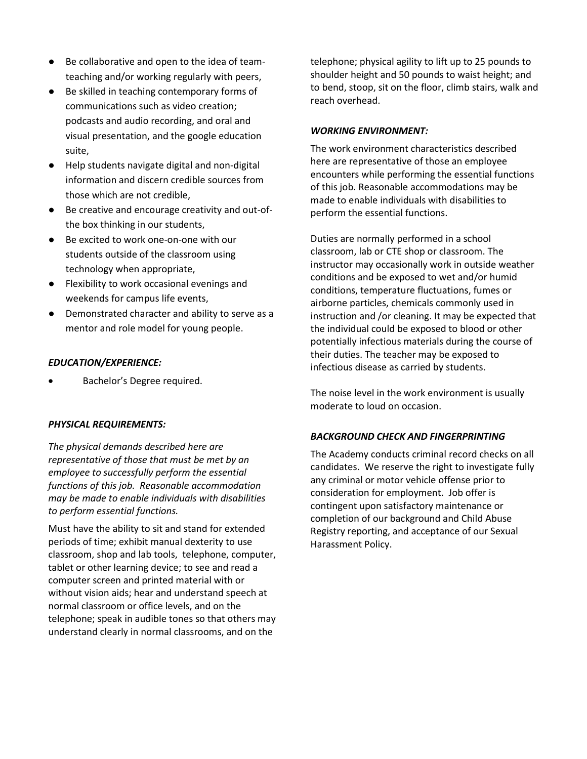- Be collaborative and open to the idea of team-teaching and/or working regularly with peers,
- Be skilled in teaching contemporary forms of communications such as video creation; podcasts and audio recording, and oral and visual presentation, and the google education suite,
- Help students navigate digital and non-digital information and discern credible sources from those which are not credible,
- Be creative and encourage creativity and out-of-the box thinking in our students,
- Be excited to work one-on-one with our students outside of the classroom using technology when appropriate,
- Flexibility to work occasional evenings and weekends for campus life events,
- Demonstrated character and ability to serve as a mentor and role model for young people.

***EDUCATION/EXPERIENCE:***

- Bachelor's Degree required.

***PHYSICAL REQUIREMENTS:***

*The physical demands described here are representative of those that must be met by an employee to successfully perform the essential functions of this job. Reasonable accommodation may be made to enable individuals with disabilities to perform essential functions.*

Must have the ability to sit and stand for extended periods of time; exhibit manual dexterity to use classroom, shop and lab tools, telephone, computer, tablet or other learning device; to see and read a computer screen and printed material with or without vision aids; hear and understand speech at normal classroom or office levels, and on the telephone; speak in audible tones so that others may understand clearly in normal classrooms, and on the telephone; physical agility to lift up to 25 pounds to shoulder height and 50 pounds to waist height; and to bend, stoop, sit on the floor, climb stairs, walk and reach overhead.

***WORKING ENVIRONMENT:***

The work environment characteristics described here are representative of those an employee encounters while performing the essential functions of this job. Reasonable accommodations may be made to enable individuals with disabilities to perform the essential functions.

Duties are normally performed in a school classroom, lab or CTE shop or classroom. The instructor may occasionally work in outside weather conditions and be exposed to wet and/or humid conditions, temperature fluctuations, fumes or airborne particles, chemicals commonly used in instruction and /or cleaning. It may be expected that the individual could be exposed to blood or other potentially infectious materials during the course of their duties. The teacher may be exposed to infectious disease as carried by students.

The noise level in the work environment is usually moderate to loud on occasion.

***BACKGROUND CHECK AND FINGERPRINTING***

The Academy conducts criminal record checks on all candidates. We reserve the right to investigate fully any criminal or motor vehicle offense prior to consideration for employment. Job offer is contingent upon satisfactory maintenance or completion of our background and Child Abuse Registry reporting, and acceptance of our Sexual Harassment Policy.